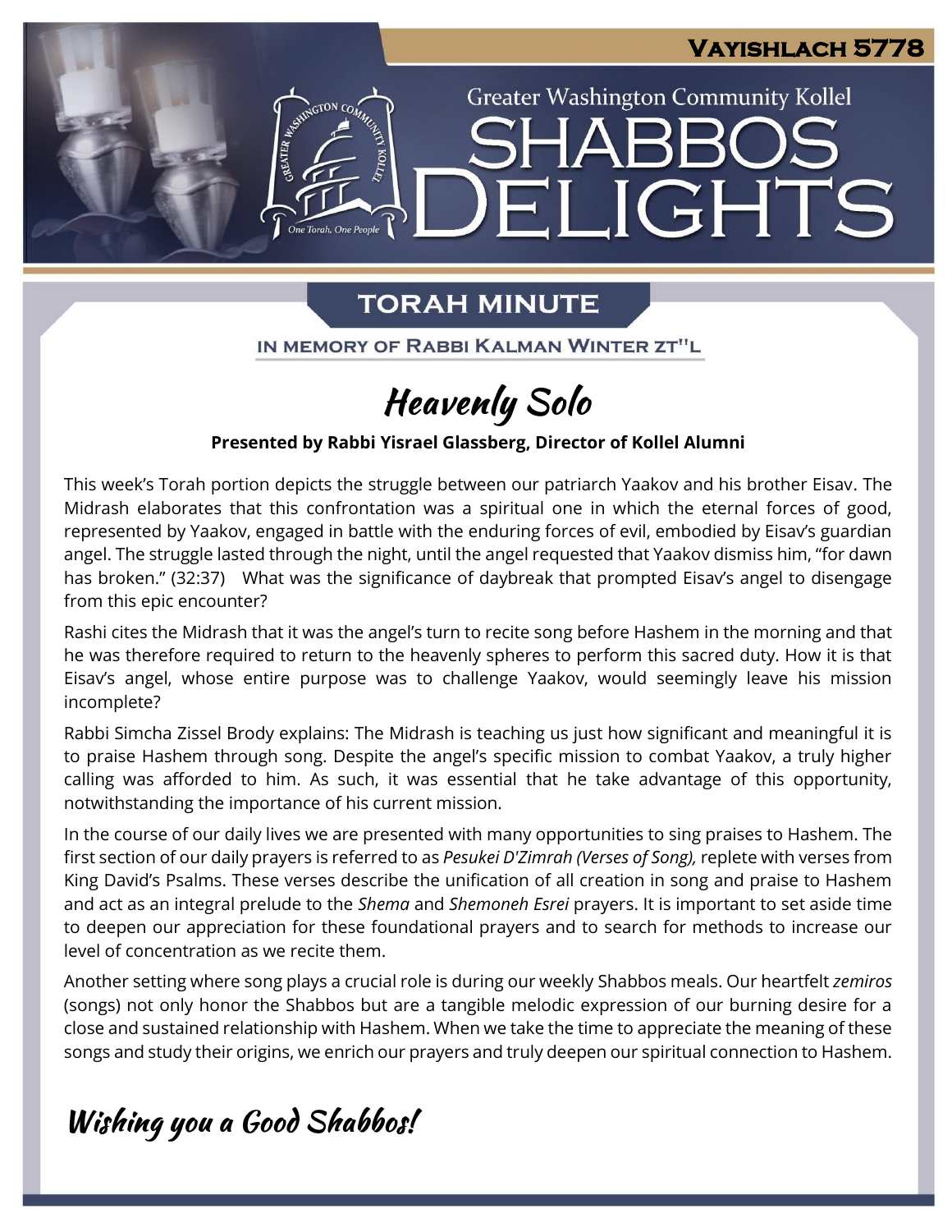VAYISHLACH 5778

Greater Washington Community Kollel

# SHABBOS DELIGHTS

## TORAH MINUTE

IN MEMORY OF RABBI KALMAN WINTER ZT"L

## Heavenly Solo

**Presented by Rabbi Yisrael Glassberg, Director of Kollel Alumni**

This week's Torah portion depicts the struggle between our patriarch Yaakov and his brother Eisav. The Midrash elaborates that this confrontation was a spiritual one in which the eternal forces of good, represented by Yaakov, engaged in battle with the enduring forces of evil, embodied by Eisav's guardian angel. The struggle lasted through the night, until the angel requested that Yaakov dismiss him, "for dawn has broken." (32:37) What was the significance of daybreak that prompted Eisav's angel to disengage from this epic encounter?

Rashi cites the Midrash that it was the angel's turn to recite song before Hashem in the morning and that he was therefore required to return to the heavenly spheres to perform this sacred duty. How it is that Eisav's angel, whose entire purpose was to challenge Yaakov, would seemingly leave his mission incomplete?

Rabbi Simcha Zissel Brody explains: The Midrash is teaching us just how significant and meaningful it is to praise Hashem through song. Despite the angel's specific mission to combat Yaakov, a truly higher calling was afforded to him. As such, it was essential that he take advantage of this opportunity, notwithstanding the importance of his current mission.

In the course of our daily lives we are presented with many opportunities to sing praises to Hashem. The first section of our daily prayers is referred to as *Pesukei D'Zimrah (Verses of Song),* replete with verses from King David's Psalms. These verses describe the unification of all creation in song and praise to Hashem and act as an integral prelude to the *Shema* and *Shemoneh Esrei* prayers. It is important to set aside time to deepen our appreciation for these foundational prayers and to search for methods to increase our level of concentration as we recite them.

Another setting where song plays a crucial role is during our weekly Shabbos meals. Our heartfelt *zemiros* (songs) not only honor the Shabbos but are a tangible melodic expression of our burning desire for a close and sustained relationship with Hashem. When we take the time to appreciate the meaning of these songs and study their origins, we enrich our prayers and truly deepen our spiritual connection to Hashem.

**Wishing you a Good Shabbos!**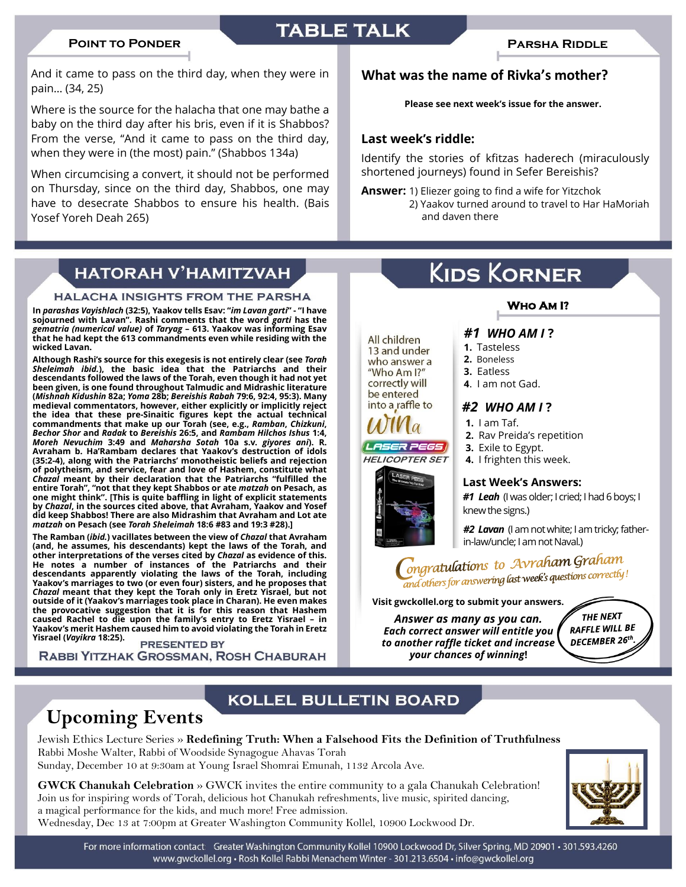# TABLE TALK

## Point to Ponder

And it came to pass on the third day, when they were in pain... (34, 25)

Where is the source for the halacha that one may bathe a baby on the third day after his bris, even if it is Shabbos? From the verse, "And it came to pass on the third day, when they were in (the most) pain." (Shabbos 134a)

When circumcising a convert, it should not be performed on Thursday, since on the third day, Shabbos, one may have to desecrate Shabbos to ensure his health. (Bais Yosef Yoreh Deah 265)

## Parsha Riddle

**What was the name of Rivka's mother?**

**Please see next week's issue for the answer.**

**Last week's riddle:**

Identify the stories of kfitzas haderech (miraculously shortened journeys) found in Sefer Bereishis?

**Answer:** 1) Eliezer going to find a wife for Yitzchok
2) Yaakov turned around to travel to Har HaMoriah and daven there

# HATORAH V'HAMITZVAH

## Halacha Insights from the Parsha

**In *parashas Vayishlach* (32:5), Yaakov tells Esav: "*im Lavan garti*" - "I have sojourned with Lavan". Rashi comments that the word *garti* has the *gematria (numerical value)* of *Taryag* – 613. Yaakov was informing Esav that he had kept the 613 commandments even while residing with the wicked Lavan.**

**Although Rashi's source for this exegesis is not entirely clear (see *Torah Sheleimah ibid.*), the basic idea that the Patriarchs and their descendants followed the laws of the Torah, even though it had not yet been given, is one found throughout Talmudic and Midrashic literature (*Mishnah Kidushin* 82a; *Yoma* 28b; *Bereishis Rabah* 79:6, 92:4, 95:3). Many medieval commentators, however, either explicitly or implicitly reject the idea that these pre-Sinaitic figures kept the actual technical commandments that make up our Torah (see, e.g., *Ramban*, *Chizkuni*, *Bechor Shor* and *Radak* to *Bereishis* 26:5, and *Rambam Hilchos Ishus* 1:4, *Moreh Nevuchim* 3:49 and *Maharsha Sotah* 10a s.v. *giyores ani*). R. Avraham b. Ha'Rambam declares that Yaakov's destruction of idols (35:2-4), along with the Patriarchs' monotheistic beliefs and rejection of polytheism, and service, fear and love of Hashem, constitute what *Chazal* meant by their declaration that the Patriarchs "fulfilled the entire Torah", "not that they kept Shabbos or ate *matzah* on Pesach, as one might think". [This is quite baffling in light of explicit statements by *Chazal*, in the sources cited above, that Avraham, Yaakov and Yosef did keep Shabbos! There are also Midrashim that Avraham and Lot ate *matzah* on Pesach (see *Torah Sheleimah* 18:6 #83 and 19:3 #28).]**

**The Ramban (*ibid.*) vacillates between the view of *Chazal* that Avraham (and, he assumes, his descendants) kept the laws of the Torah, and other interpretations of the verses cited by *Chazal* as evidence of this. He notes a number of instances of the Patriarchs and their descendants apparently violating the laws of the Torah, including Yaakov's marriages to two (or even four) sisters, and he proposes that *Chazal* meant that they kept the Torah only in Eretz Yisrael, but not outside of it (Yaakov's marriages took place in Charan). He even makes the provocative suggestion that it is for this reason that Hashem caused Rachel to die upon the family's entry to Eretz Yisrael – in Yaakov's merit Hashem caused him to avoid violating the Torah in Eretz Yisrael (*Vayikra* 18:25).**

Presented by
Rabbi Yitzhak Grossman, Rosh Chaburah

# Kids Korner

## Who Am I?

All children 13 and under who answer a "Who Am I?" correctly will be entered into a raffle to *Win a* LASER PEGS HELICOPTER SET

### #1 WHO AM I ?

1. Tasteless
2. Boneless
3. Eatless
4. I am not Gad.

### #2 WHO AM I ?

1. I am Taf.
2. Rav Preida's repetition
3. Exile to Egypt.
4. I frighten this week.

### Last Week's Answers:

***#1 Leah*** (I was older; I cried; I had 6 boys; I knew the signs.)

***#2 Lavan*** (I am not white; I am tricky; father-in-law/uncle; I am not Naval.)

*Congratulations to Avraham Graham and others for answering last week's questions correctly!*

**Visit gwckollel.org to submit your answers.**

***Answer as many as you can. Each correct answer will entitle you to another raffle ticket and increase your chances of winning!***

***THE NEXT RAFFLE WILL BE DECEMBER 26th.***

# KOLLEL BULLETIN BOARD

## Upcoming Events

Jewish Ethics Lecture Series » **Redefining Truth: When a Falsehood Fits the Definition of Truthfulness**
Rabbi Moshe Walter, Rabbi of Woodside Synagogue Ahavas Torah
Sunday, December 10 at 9:30am at Young Israel Shomrai Emunah, 1132 Arcola Ave.

**GWCK Chanukah Celebration** » GWCK invites the entire community to a gala Chanukah Celebration! Join us for inspiring words of Torah, delicious hot Chanukah refreshments, live music, spirited dancing, a magical performance for the kids, and much more! Free admission.
Wednesday, Dec 13 at 7:00pm at Greater Washington Community Kollel, 10900 Lockwood Dr.

For more information contact: Greater Washington Community Kollel 10900 Lockwood Dr, Silver Spring, MD 20901 • 301.593.4260
www.gwckollel.org • Rosh Kollel Rabbi Menachem Winter - 301.213.6504 • info@gwckollel.org